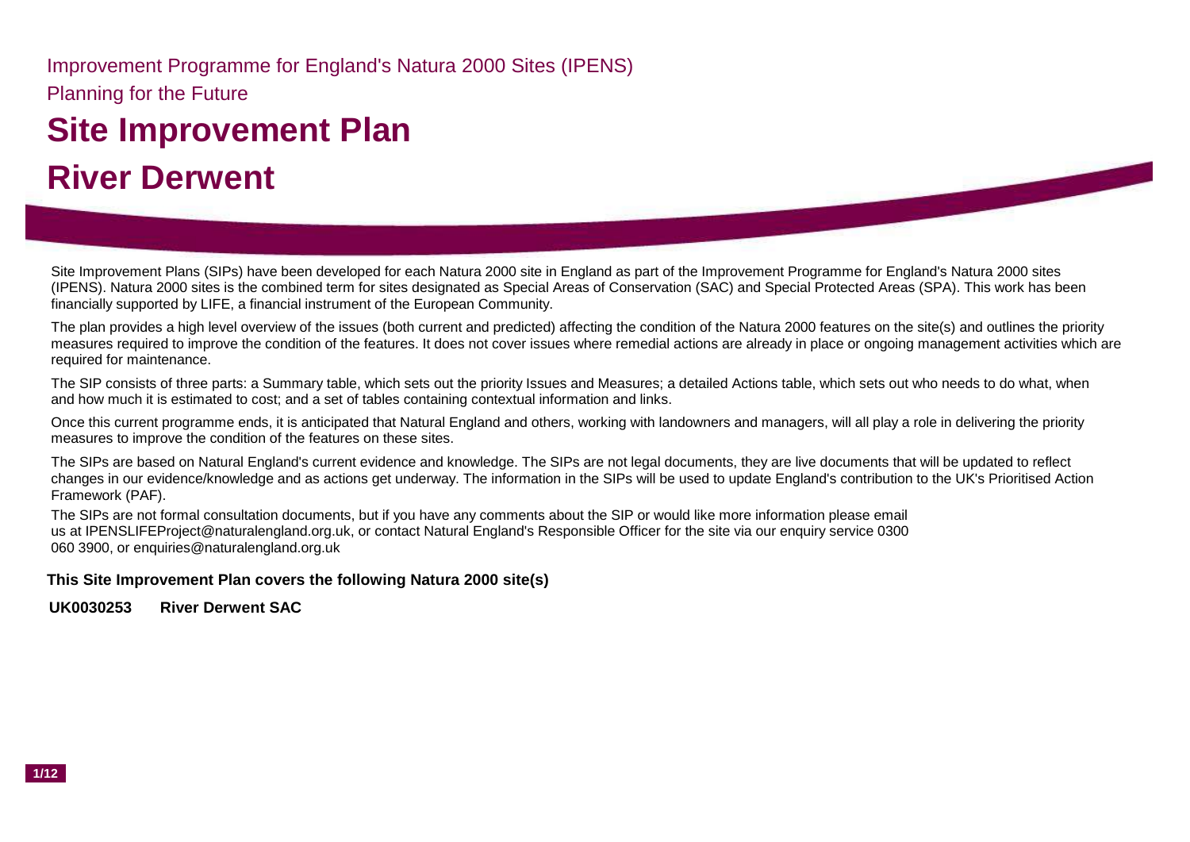Improvement Programme for England's Natura 2000 Sites (IPENS)

Planning for the Future

# Site Improvement Plan

# River Derwent

Site Improvement Plans (SIPs) have been developed for each Natura 2000 site in England as part of the Improvement Programme for England's Natura 2000 sites (IPENS). Natura 2000 sites is the combined term for sites designated as Special Areas of Conservation (SAC) and Special Protected Areas (SPA). This work has been financially supported by LIFE, a financial instrument of the European Community.

The plan provides a high level overview of the issues (both current and predicted) affecting the condition of the Natura 2000 features on the site(s) and outlines the priority measures required to improve the condition of the features. It does not cover issues where remedial actions are already in place or ongoing management activities which are required for maintenance.

The SIP consists of three parts: a Summary table, which sets out the priority Issues and Measures; a detailed Actions table, which sets out who needs to do what, when and how much it is estimated to cost; and a set of tables containing contextual information and links.

Once this current programme ends, it is anticipated that Natural England and others, working with landowners and managers, will all play a role in delivering the priority measures to improve the condition of the features on these sites.

The SIPs are based on Natural England's current evidence and knowledge. The SIPs are not legal documents, they are live documents that will be updated to reflect changes in our evidence/knowledge and as actions get underway. The information in the SIPs will be used to update England's contribution to the UK's Prioritised Action Framework (PAF).

The SIPs are not formal consultation documents, but if you have any comments about the SIP or would like more information please email us at IPENSLIFEProject@naturalengland.org.uk, or contact Natural England's Responsible Officer for the site via our enquiry service 0300 060 3900, or enquiries@naturalengland.org.uk

**This Site Improvement Plan covers the following Natura 2000 site(s)**

**UK0030253 River Derwent SAC**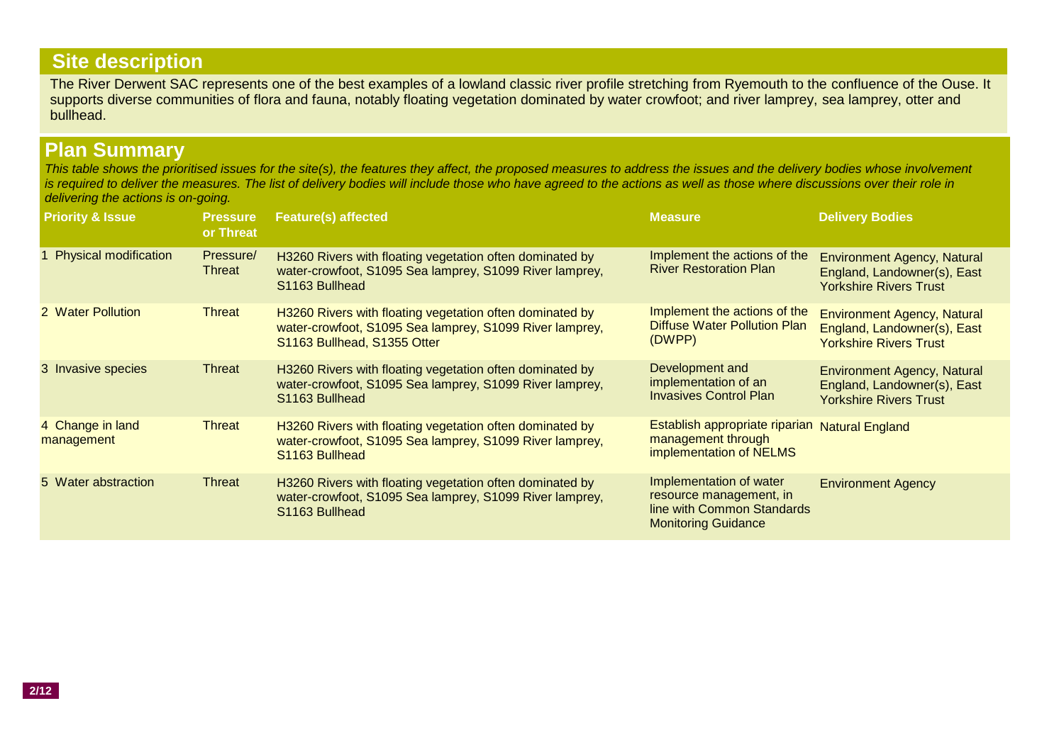## Site description

The River Derwent SAC represents one of the best examples of a lowland classic river profile stretching from Ryemouth to the confluence of the Ouse. It supports diverse communities of flora and fauna, notably floating vegetation dominated by water crowfoot; and river lamprey, sea lamprey, otter and bullhead.

## Plan Summary

*This table shows the prioritised issues for the site(s), the features they affect, the proposed measures to address the issues and the delivery bodies whose involvement is required to deliver the measures. The list of delivery bodies will include those who have agreed to the actions as well as those where discussions over their role in delivering the actions is on-going.*

| Priority & Issue | Pressure or Threat | Feature(s) affected | Measure | Delivery Bodies |
|---|---|---|---|---|
| 1 Physical modification | Pressure/ Threat | H3260 Rivers with floating vegetation often dominated by water-crowfoot, S1095 Sea lamprey, S1099 River lamprey, S1163 Bullhead | Implement the actions of the River Restoration Plan | Environment Agency, Natural England, Landowner(s), East Yorkshire Rivers Trust |
| 2 Water Pollution | Threat | H3260 Rivers with floating vegetation often dominated by water-crowfoot, S1095 Sea lamprey, S1099 River lamprey, S1163 Bullhead, S1355 Otter | Implement the actions of the Diffuse Water Pollution Plan (DWPP) | Environment Agency, Natural England, Landowner(s), East Yorkshire Rivers Trust |
| 3 Invasive species | Threat | H3260 Rivers with floating vegetation often dominated by water-crowfoot, S1095 Sea lamprey, S1099 River lamprey, S1163 Bullhead | Development and implementation of an Invasives Control Plan | Environment Agency, Natural England, Landowner(s), East Yorkshire Rivers Trust |
| 4 Change in land management | Threat | H3260 Rivers with floating vegetation often dominated by water-crowfoot, S1095 Sea lamprey, S1099 River lamprey, S1163 Bullhead | Establish appropriate riparian management through implementation of NELMS | Natural England |
| 5 Water abstraction | Threat | H3260 Rivers with floating vegetation often dominated by water-crowfoot, S1095 Sea lamprey, S1099 River lamprey, S1163 Bullhead | Implementation of water resource management, in line with Common Standards Monitoring Guidance | Environment Agency |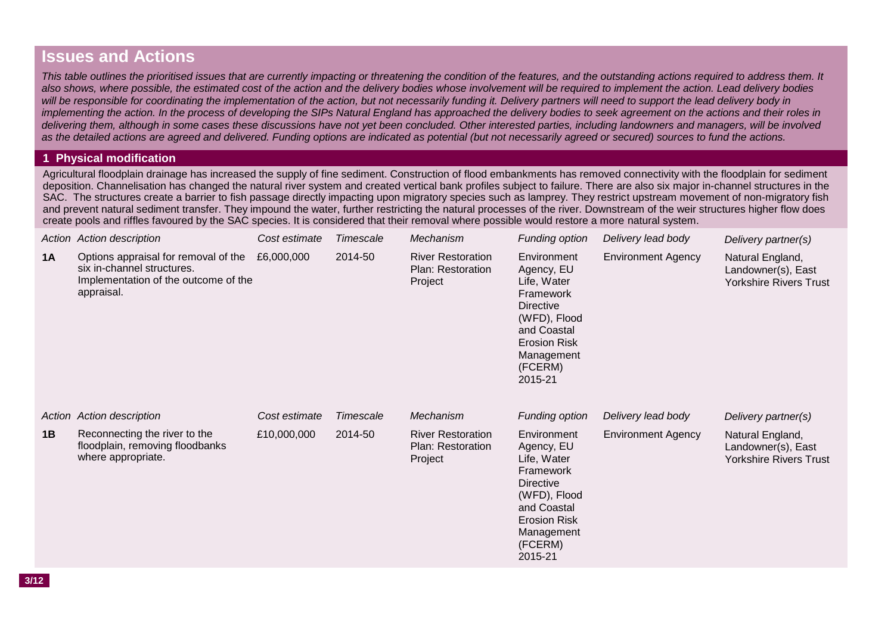## Issues and Actions

*This table outlines the prioritised issues that are currently impacting or threatening the condition of the features, and the outstanding actions required to address them. It also shows, where possible, the estimated cost of the action and the delivery bodies whose involvement will be required to implement the action. Lead delivery bodies will be responsible for coordinating the implementation of the action, but not necessarily funding it. Delivery partners will need to support the lead delivery body in implementing the action. In the process of developing the SIPs Natural England has approached the delivery bodies to seek agreement on the actions and their roles in delivering them, although in some cases these discussions have not yet been concluded. Other interested parties, including landowners and managers, will be involved as the detailed actions are agreed and delivered. Funding options are indicated as potential (but not necessarily agreed or secured) sources to fund the actions.*

### 1 Physical modification

Agricultural floodplain drainage has increased the supply of fine sediment. Construction of flood embankments has removed connectivity with the floodplain for sediment deposition. Channelisation has changed the natural river system and created vertical bank profiles subject to failure. There are also six major in-channel structures in the SAC. The structures create a barrier to fish passage directly impacting upon migratory species such as lamprey. They restrict upstream movement of non-migratory fish and prevent natural sediment transfer. They impound the water, further restricting the natural processes of the river. Downstream of the weir structures higher flow does create pools and riffles favoured by the SAC species. It is considered that their removal where possible would restore a more natural system.

| *Action* | *Action description* | *Cost estimate* | *Timescale* | *Mechanism* | *Funding option* | *Delivery lead body* | *Delivery partner(s)* |
|---|---|---|---|---|---|---|---|
| **1A** | Options appraisal for removal of the six in-channel structures. Implementation of the outcome of the appraisal. | £6,000,000 | 2014-50 | River Restoration Plan: Restoration Project | Environment Agency, EU Life, Water Framework Directive (WFD), Flood and Coastal Erosion Risk Management (FCERM) 2015-21 | Environment Agency | Natural England, Landowner(s), East Yorkshire Rivers Trust |

| *Action* | *Action description* | *Cost estimate* | *Timescale* | *Mechanism* | *Funding option* | *Delivery lead body* | *Delivery partner(s)* |
|---|---|---|---|---|---|---|---|
| **1B** | Reconnecting the river to the floodplain, removing floodbanks where appropriate. | £10,000,000 | 2014-50 | River Restoration Plan: Restoration Project | Environment Agency, EU Life, Water Framework Directive (WFD), Flood and Coastal Erosion Risk Management (FCERM) 2015-21 | Environment Agency | Natural England, Landowner(s), East Yorkshire Rivers Trust |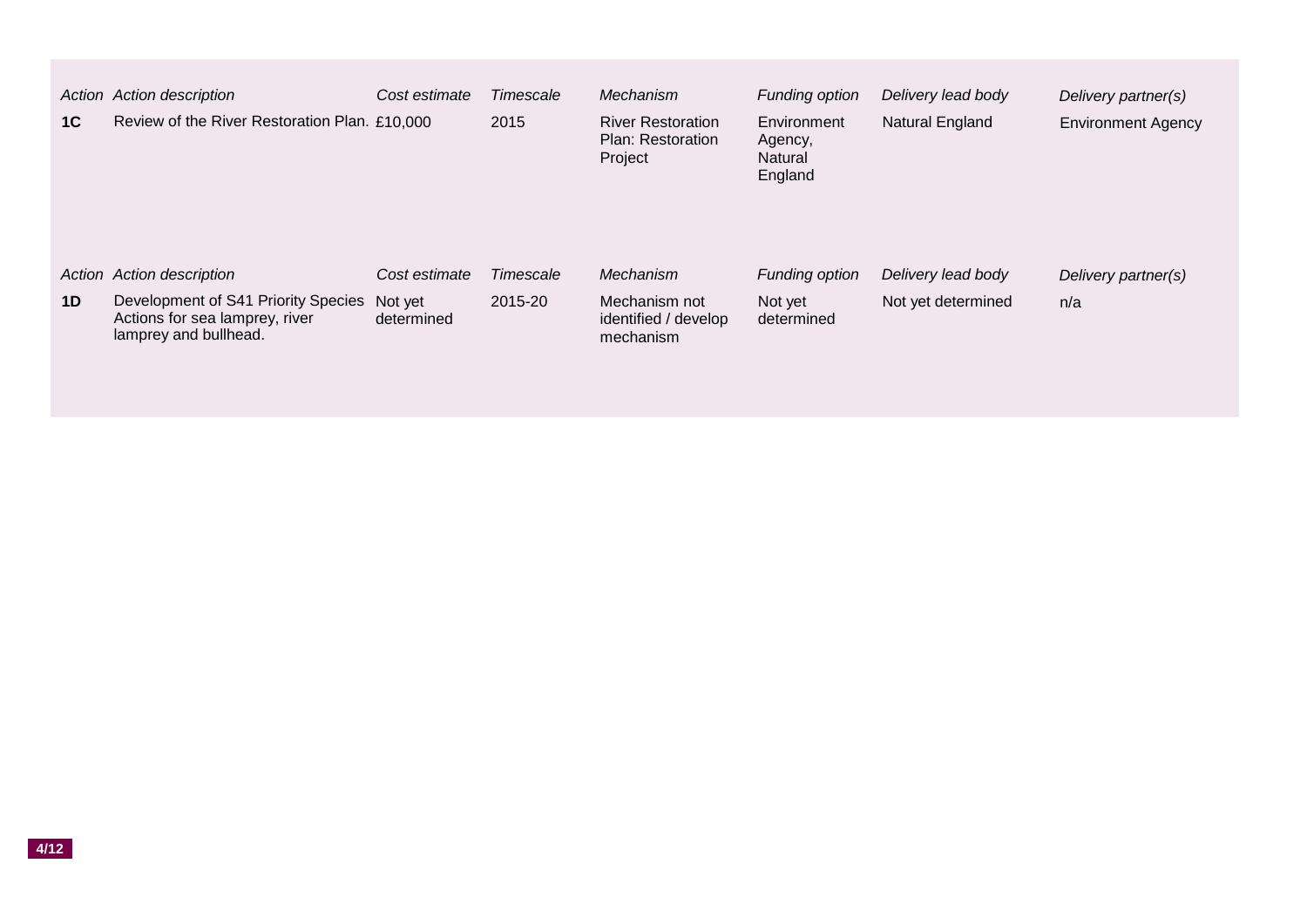| *Action* | *Action description* | *Cost estimate* | *Timescale* | *Mechanism* | *Funding option* | *Delivery lead body* | *Delivery partner(s)* |
|---|---|---|---|---|---|---|---|
| **1C** | Review of the River Restoration Plan. | £10,000 | 2015 | River Restoration Plan: Restoration Project | Environment Agency, Natural England | Natural England | Environment Agency |

| *Action* | *Action description* | *Cost estimate* | *Timescale* | *Mechanism* | *Funding option* | *Delivery lead body* | *Delivery partner(s)* |
|---|---|---|---|---|---|---|---|
| **1D** | Development of S41 Priority Species Actions for sea lamprey, river lamprey and bullhead. | Not yet determined | 2015-20 | Mechanism not identified / develop mechanism | Not yet determined | Not yet determined | n/a |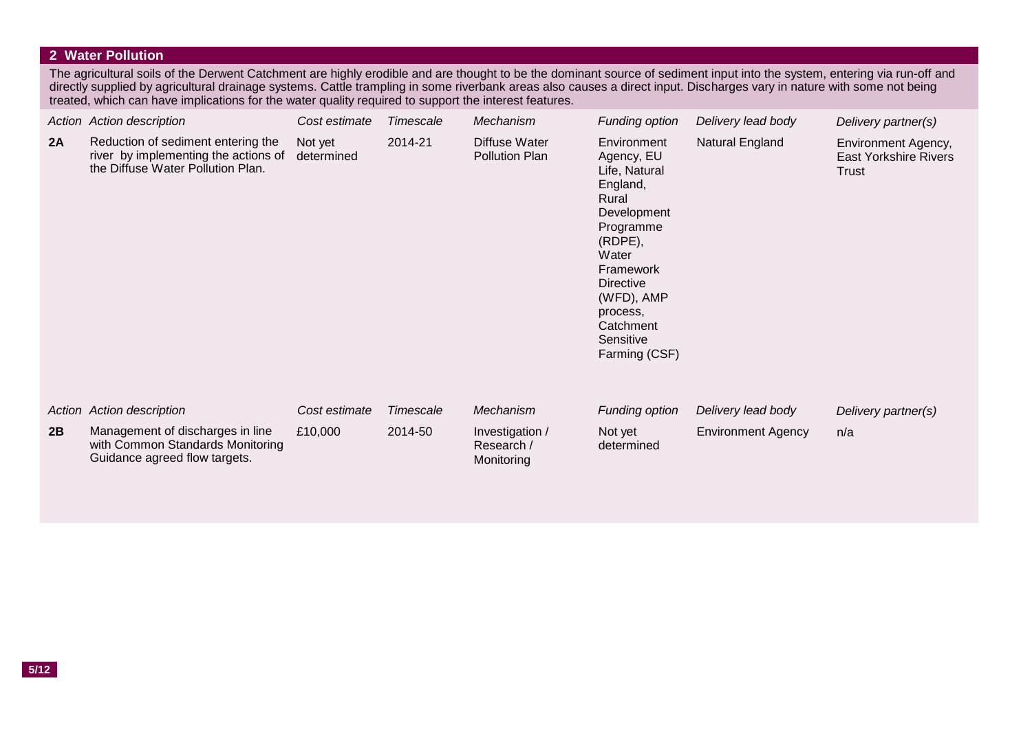## 2 Water Pollution

The agricultural soils of the Derwent Catchment are highly erodible and are thought to be the dominant source of sediment input into the system, entering via run-off and directly supplied by agricultural drainage systems. Cattle trampling in some riverbank areas also causes a direct input. Discharges vary in nature with some not being treated, which can have implications for the water quality required to support the interest features.

| *Action* | *Action description* | *Cost estimate* | *Timescale* | *Mechanism* | *Funding option* | *Delivery lead body* | *Delivery partner(s)* |
|---|---|---|---|---|---|---|---|
| **2A** | Reduction of sediment entering the river by implementing the actions of the Diffuse Water Pollution Plan. | Not yet determined | 2014-21 | Diffuse Water Pollution Plan | Environment Agency, EU Life, Natural England, Rural Development Programme (RDPE), Water Framework Directive (WFD), AMP process, Catchment Sensitive Farming (CSF) | Natural England | Environment Agency, East Yorkshire Rivers Trust |

| *Action* | *Action description* | *Cost estimate* | *Timescale* | *Mechanism* | *Funding option* | *Delivery lead body* | *Delivery partner(s)* |
|---|---|---|---|---|---|---|---|
| **2B** | Management of discharges in line with Common Standards Monitoring Guidance agreed flow targets. | £10,000 | 2014-50 | Investigation / Research / Monitoring | Not yet determined | Environment Agency | n/a |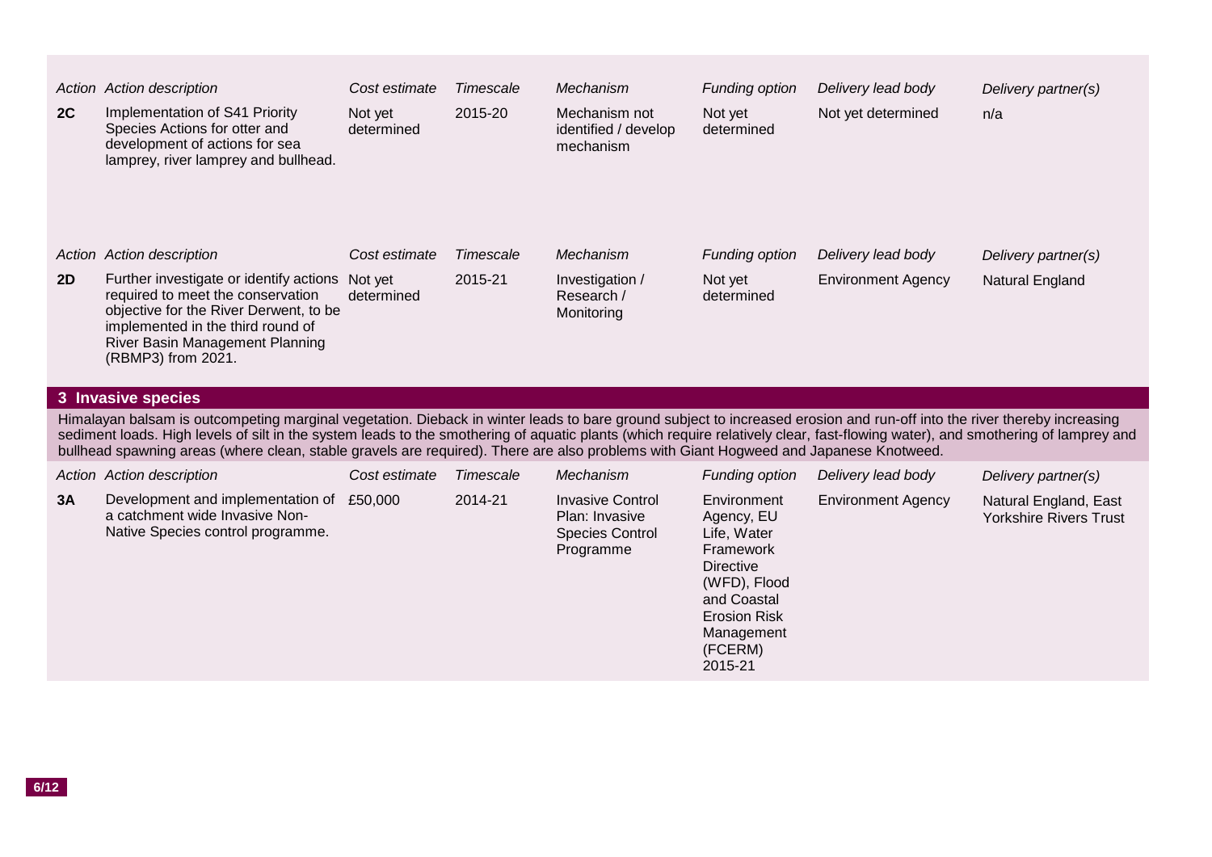| Action | Action description | Cost estimate | Timescale | Mechanism | Funding option | Delivery lead body | Delivery partner(s) |
|---|---|---|---|---|---|---|---|
| **2C** | Implementation of S41 Priority Species Actions for otter and development of actions for sea lamprey, river lamprey and bullhead. | Not yet determined | 2015-20 | Mechanism not identified / develop mechanism | Not yet determined | Not yet determined | n/a |

| Action | Action description | Cost estimate | Timescale | Mechanism | Funding option | Delivery lead body | Delivery partner(s) |
|---|---|---|---|---|---|---|---|
| **2D** | Further investigate or identify actions required to meet the conservation objective for the River Derwent, to be implemented in the third round of River Basin Management Planning (RBMP3) from 2021. | Not yet determined | 2015-21 | Investigation / Research / Monitoring | Not yet determined | Environment Agency | Natural England |

## 3 Invasive species

Himalayan balsam is outcompeting marginal vegetation. Dieback in winter leads to bare ground subject to increased erosion and run-off into the river thereby increasing sediment loads. High levels of silt in the system leads to the smothering of aquatic plants (which require relatively clear, fast-flowing water), and smothering of lamprey and bullhead spawning areas (where clean, stable gravels are required). There are also problems with Giant Hogweed and Japanese Knotweed.

| Action | Action description | Cost estimate | Timescale | Mechanism | Funding option | Delivery lead body | Delivery partner(s) |
|---|---|---|---|---|---|---|---|
| **3A** | Development and implementation of a catchment wide Invasive Non-Native Species control programme. | £50,000 | 2014-21 | Invasive Control Plan: Invasive Species Control Programme | Environment Agency, EU Life, Water Framework Directive (WFD), Flood and Coastal Erosion Risk Management (FCERM) 2015-21 | Environment Agency | Natural England, East Yorkshire Rivers Trust |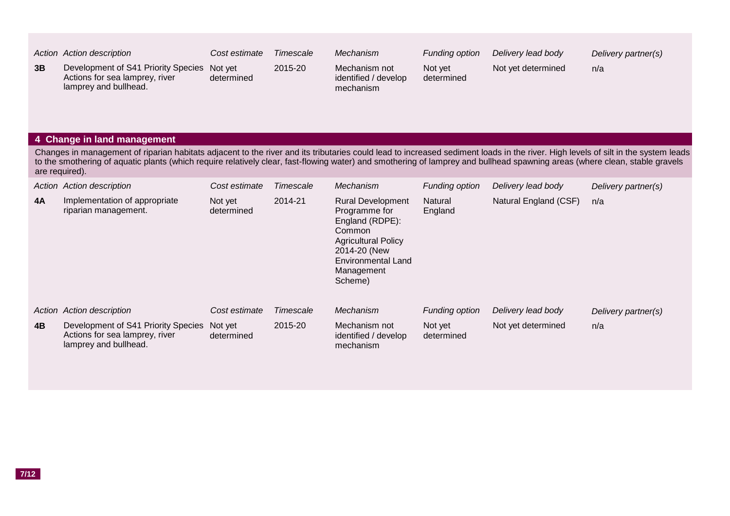| Action | Action description | Cost estimate | Timescale | Mechanism | Funding option | Delivery lead body | Delivery partner(s) |
|---|---|---|---|---|---|---|---|
| **3B** | Development of S41 Priority Species Actions for sea lamprey, river lamprey and bullhead. | Not yet determined | 2015-20 | Mechanism not identified / develop mechanism | Not yet determined | Not yet determined | n/a |

## 4 Change in land management

Changes in management of riparian habitats adjacent to the river and its tributaries could lead to increased sediment loads in the river. High levels of silt in the system leads to the smothering of aquatic plants (which require relatively clear, fast-flowing water) and smothering of lamprey and bullhead spawning areas (where clean, stable gravels are required).

| Action | Action description | Cost estimate | Timescale | Mechanism | Funding option | Delivery lead body | Delivery partner(s) |
|---|---|---|---|---|---|---|---|
| **4A** | Implementation of appropriate riparian management. | Not yet determined | 2014-21 | Rural Development Programme for England (RDPE): Common Agricultural Policy 2014-20 (New Environmental Land Management Scheme) | Natural England | Natural England (CSF) | n/a |

| Action | Action description | Cost estimate | Timescale | Mechanism | Funding option | Delivery lead body | Delivery partner(s) |
|---|---|---|---|---|---|---|---|
| **4B** | Development of S41 Priority Species Actions for sea lamprey, river lamprey and bullhead. | Not yet determined | 2015-20 | Mechanism not identified / develop mechanism | Not yet determined | Not yet determined | n/a |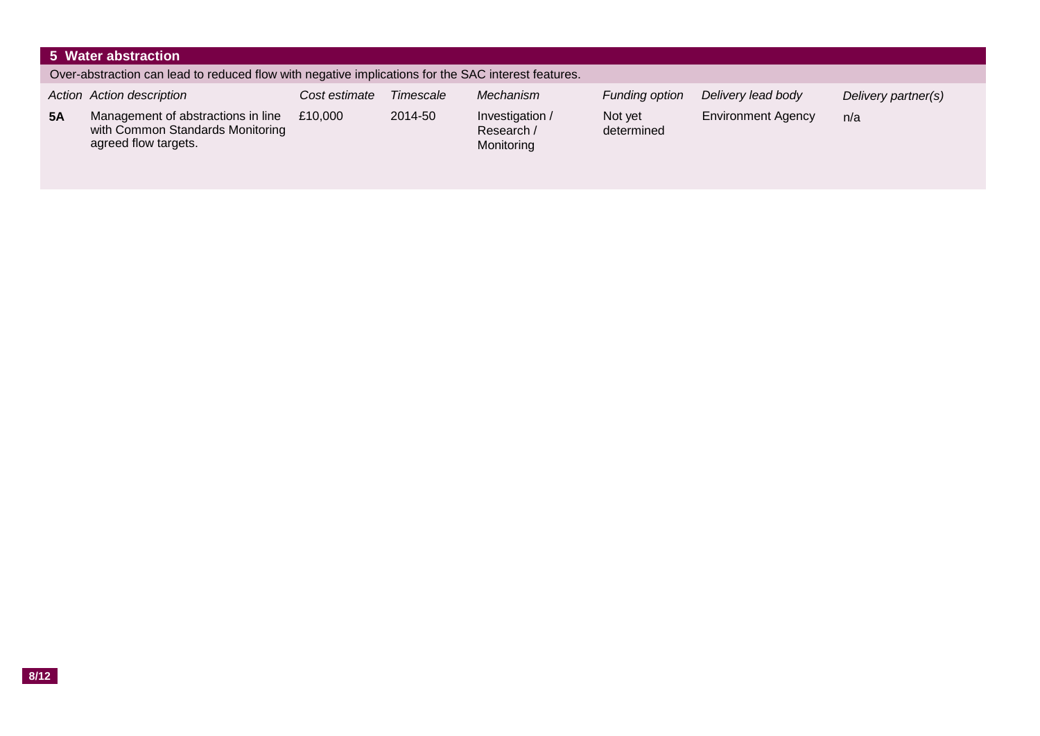## 5 Water abstraction

Over-abstraction can lead to reduced flow with negative implications for the SAC interest features.

| *Action* | *Action description* | *Cost estimate* | *Timescale* | *Mechanism* | *Funding option* | *Delivery lead body* | *Delivery partner(s)* |
|---|---|---|---|---|---|---|---|
| **5A** | Management of abstractions in line with Common Standards Monitoring agreed flow targets. | £10,000 | 2014-50 | Investigation / Research / Monitoring | Not yet determined | Environment Agency | n/a |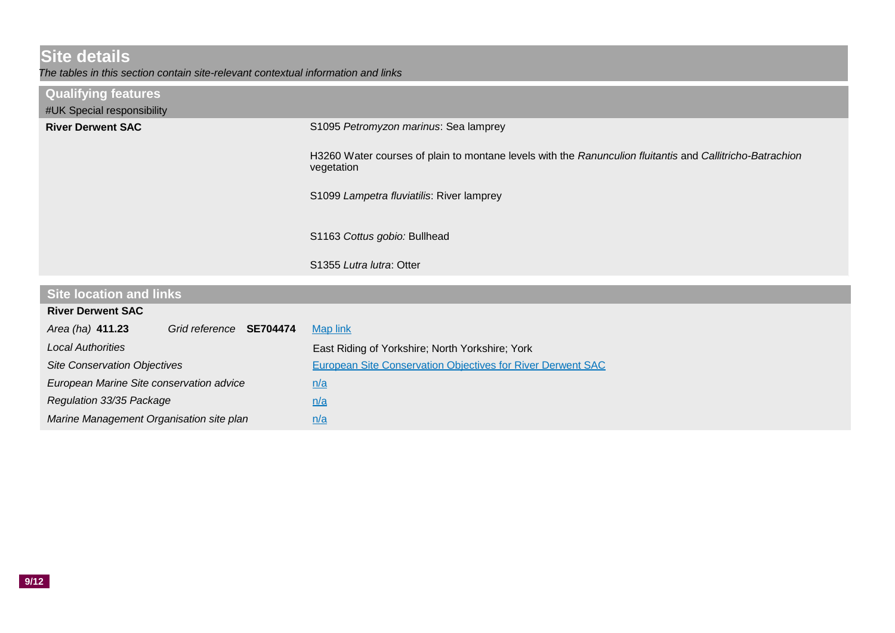## Site details

*The tables in this section contain site-relevant contextual information and links*

### Qualifying features

#UK Special responsibility

| | |
|---|---|
| **River Derwent SAC** | S1095 *Petromyzon marinus*: Sea lamprey |
| | H3260 Water courses of plain to montane levels with the *Ranunculion fluitantis* and *Callitricho-Batrachion* vegetation |
| | S1099 *Lampetra fluviatilis*: River lamprey |
| | S1163 *Cottus gobio:* Bullhead |
| | S1355 *Lutra lutra*: Otter |

### Site location and links

**River Derwent SAC**

| | |
|---|---|
| *Area (ha)* **411.23** *Grid reference* **SE704474** | Map link |
| *Local Authorities* | East Riding of Yorkshire; North Yorkshire; York |
| *Site Conservation Objectives* | European Site Conservation Objectives for River Derwent SAC |
| *European Marine Site conservation advice* | n/a |
| *Regulation 33/35 Package* | n/a |
| *Marine Management Organisation site plan* | n/a |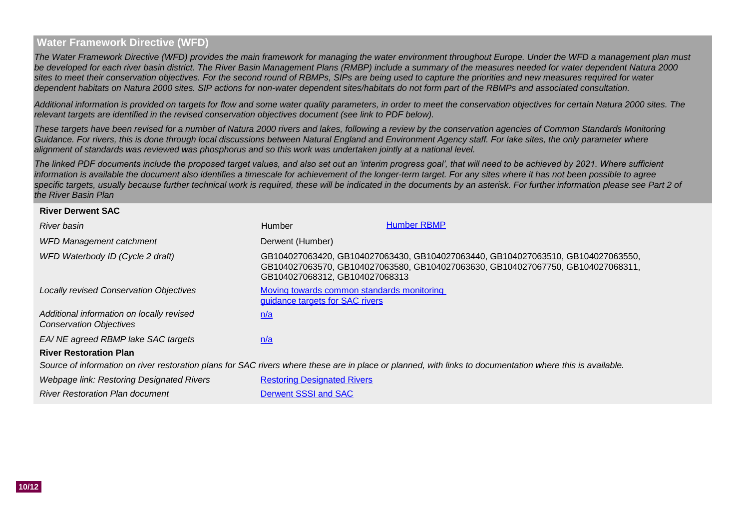## Water Framework Directive (WFD)

*The Water Framework Directive (WFD) provides the main framework for managing the water environment throughout Europe. Under the WFD a management plan must be developed for each river basin district. The River Basin Management Plans (RMBP) include a summary of the measures needed for water dependent Natura 2000 sites to meet their conservation objectives. For the second round of RBMPs, SIPs are being used to capture the priorities and new measures required for water dependent habitats on Natura 2000 sites. SIP actions for non-water dependent sites/habitats do not form part of the RBMPs and associated consultation.*

*Additional information is provided on targets for flow and some water quality parameters, in order to meet the conservation objectives for certain Natura 2000 sites. The relevant targets are identified in the revised conservation objectives document (see link to PDF below).*

*These targets have been revised for a number of Natura 2000 rivers and lakes, following a review by the conservation agencies of Common Standards Monitoring Guidance. For rivers, this is done through local discussions between Natural England and Environment Agency staff. For lake sites, the only parameter where alignment of standards was reviewed was phosphorus and so this work was undertaken jointly at a national level.*

*The linked PDF documents include the proposed target values, and also set out an 'interim progress goal', that will need to be achieved by 2021. Where sufficient information is available the document also identifies a timescale for achievement of the longer-term target. For any sites where it has not been possible to agree specific targets, usually because further technical work is required, these will be indicated in the documents by an asterisk. For further information please see Part 2 of the River Basin Plan*

### River Derwent SAC

| | | |
|---|---|---|
| *River basin* | Humber | Humber RBMP |
| *WFD Management catchment* | Derwent (Humber) | |
| *WFD Waterbody ID (Cycle 2 draft)* | GB104027063420, GB104027063430, GB104027063440, GB104027063510, GB104027063550, GB104027063570, GB104027063580, GB104027063630, GB104027067750, GB104027068311, GB104027068312, GB104027068313 | |
| *Locally revised Conservation Objectives* | Moving towards common standards monitoring guidance targets for SAC rivers | |
| *Additional information on locally revised Conservation Objectives* | n/a | |
| *EA/ NE agreed RBMP lake SAC targets* | n/a | |

### River Restoration Plan

*Source of information on river restoration plans for SAC rivers where these are in place or planned, with links to documentation where this is available.*

| | |
|---|---|
| *Webpage link: Restoring Designated Rivers* | Restoring Designated Rivers |
| *River Restoration Plan document* | Derwent SSSI and SAC |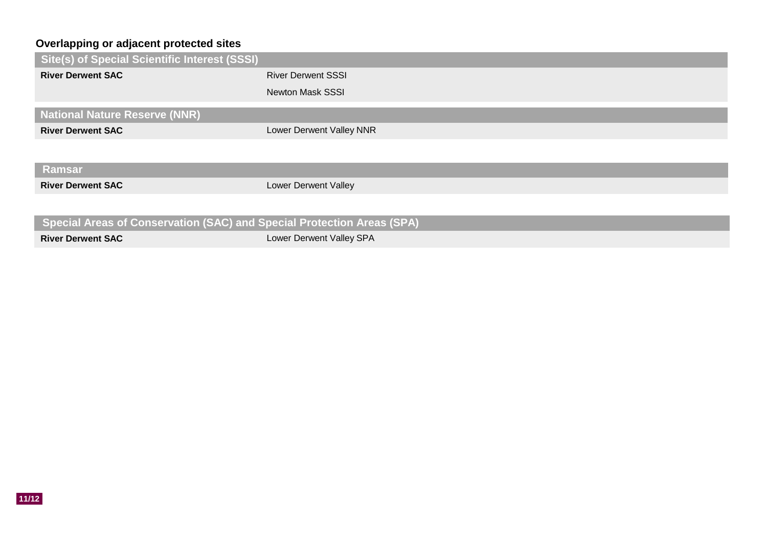## Overlapping or adjacent protected sites

| Site(s) of Special Scientific Interest (SSSI) | |
|---|---|
| **River Derwent SAC** | River Derwent SSSI |
| | Newton Mask SSSI |

| National Nature Reserve (NNR) | |
|---|---|
| **River Derwent SAC** | Lower Derwent Valley NNR |

| Ramsar | |
|---|---|
| **River Derwent SAC** | Lower Derwent Valley |

| Special Areas of Conservation (SAC) and Special Protection Areas (SPA) | |
|---|---|
| **River Derwent SAC** | Lower Derwent Valley SPA |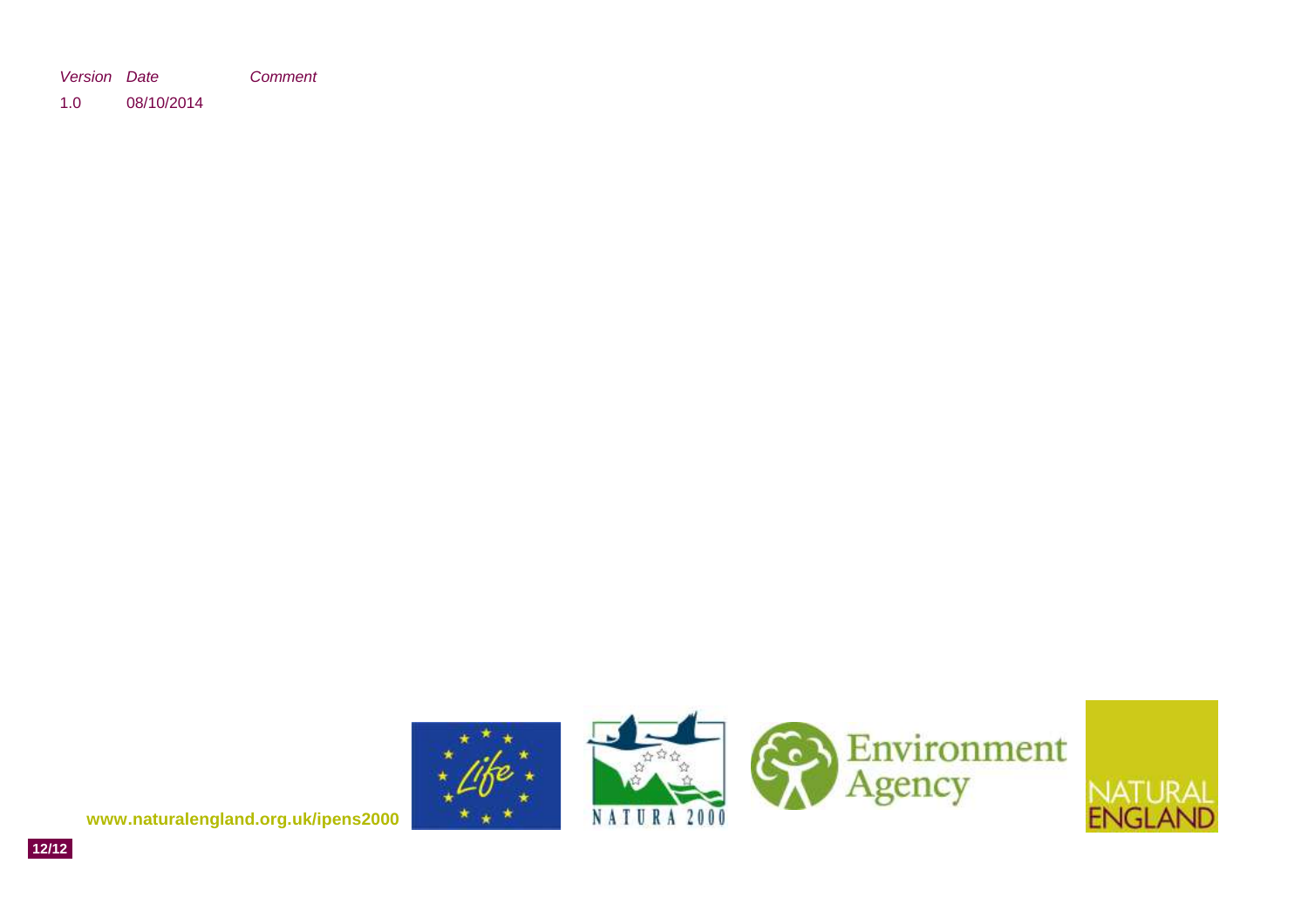| Version | Date | Comment |
| --- | --- | --- |
| 1.0 | 08/10/2014 | |

**www.naturalengland.org.uk/ipens2000**